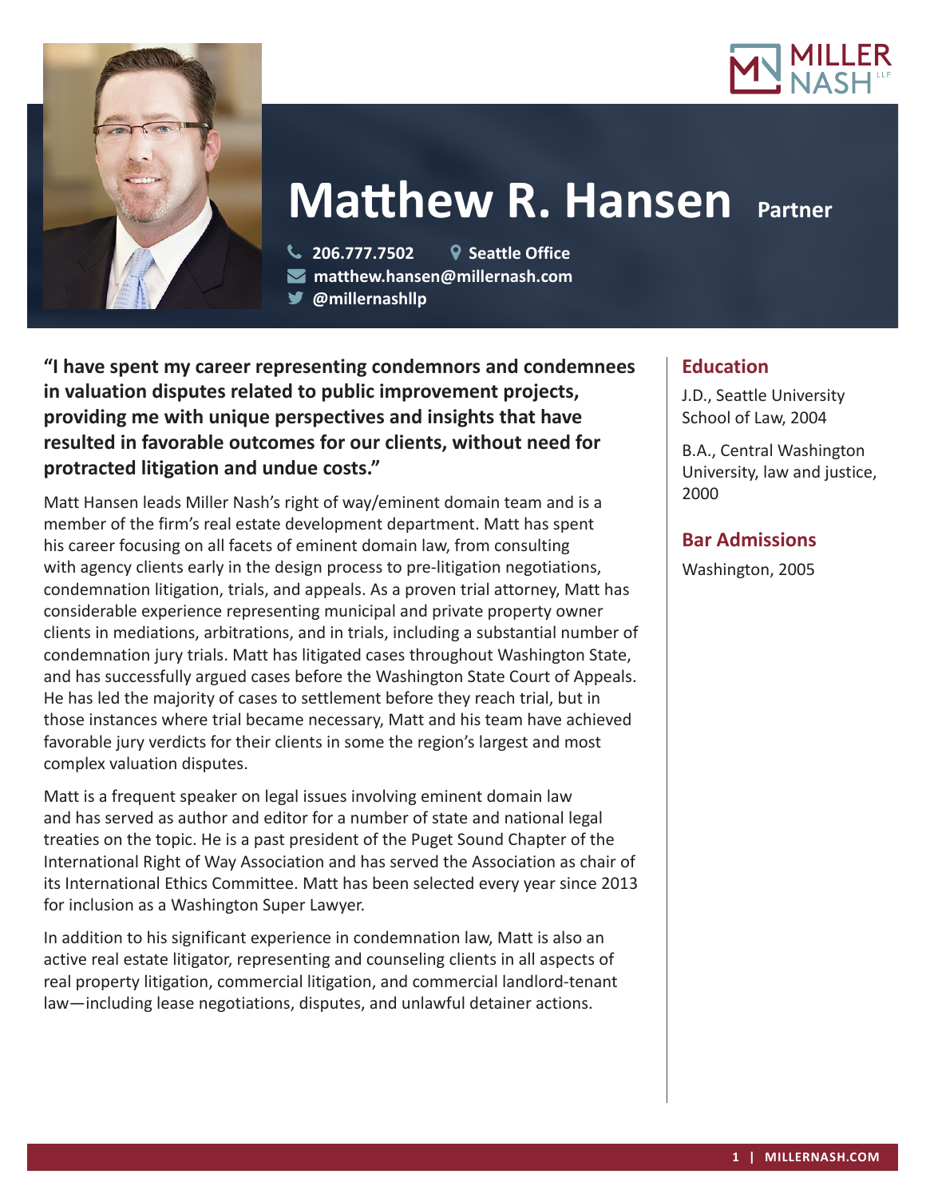# Matthew R. Hansen Partner

206.777.7502 | Seattle Office
matthew.hansen@millernash.com
@millernashllp

**"I have spent my career representing condemnors and condemnees in valuation disputes related to public improvement projects, providing me with unique perspectives and insights that have resulted in favorable outcomes for our clients, without need for protracted litigation and undue costs."**

Matt Hansen leads Miller Nash's right of way/eminent domain team and is a member of the firm's real estate development department. Matt has spent his career focusing on all facets of eminent domain law, from consulting with agency clients early in the design process to pre-litigation negotiations, condemnation litigation, trials, and appeals. As a proven trial attorney, Matt has considerable experience representing municipal and private property owner clients in mediations, arbitrations, and in trials, including a substantial number of condemnation jury trials. Matt has litigated cases throughout Washington State, and has successfully argued cases before the Washington State Court of Appeals. He has led the majority of cases to settlement before they reach trial, but in those instances where trial became necessary, Matt and his team have achieved favorable jury verdicts for their clients in some the region's largest and most complex valuation disputes.

Matt is a frequent speaker on legal issues involving eminent domain law and has served as author and editor for a number of state and national legal treaties on the topic. He is a past president of the Puget Sound Chapter of the International Right of Way Association and has served the Association as chair of its International Ethics Committee. Matt has been selected every year since 2013 for inclusion as a Washington Super Lawyer.

In addition to his significant experience in condemnation law, Matt is also an active real estate litigator, representing and counseling clients in all aspects of real property litigation, commercial litigation, and commercial landlord-tenant law—including lease negotiations, disputes, and unlawful detainer actions.

## Education

J.D., Seattle University School of Law, 2004

B.A., Central Washington University, law and justice, 2000

## Bar Admissions

Washington, 2005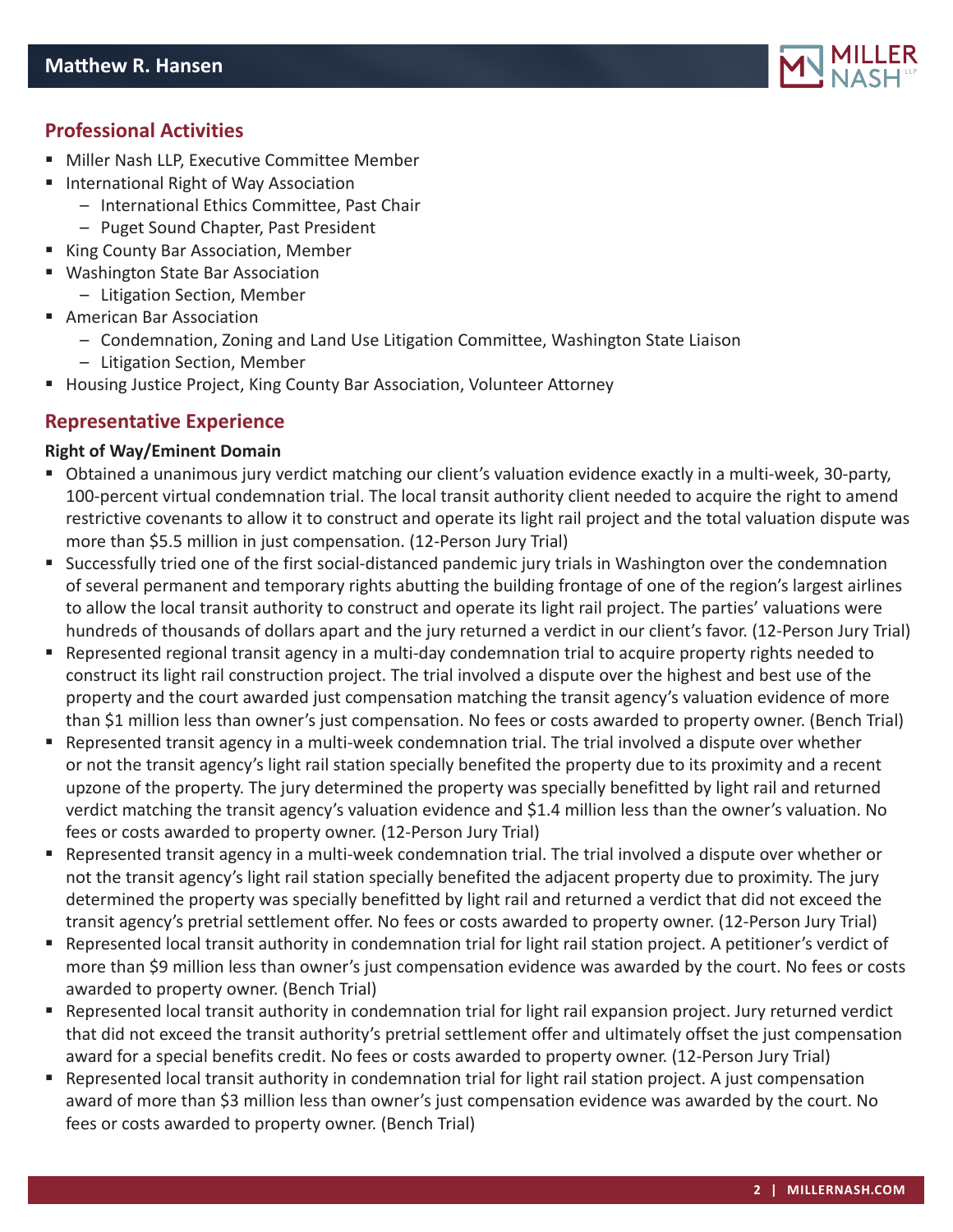## Professional Activities

- Miller Nash LLP, Executive Committee Member
- International Right of Way Association
  - International Ethics Committee, Past Chair
  - Puget Sound Chapter, Past President
- King County Bar Association, Member
- Washington State Bar Association
  - Litigation Section, Member
- American Bar Association
  - Condemnation, Zoning and Land Use Litigation Committee, Washington State Liaison
  - Litigation Section, Member
- Housing Justice Project, King County Bar Association, Volunteer Attorney

## Representative Experience

**Right of Way/Eminent Domain**

- Obtained a unanimous jury verdict matching our client's valuation evidence exactly in a multi-week, 30-party, 100-percent virtual condemnation trial. The local transit authority client needed to acquire the right to amend restrictive covenants to allow it to construct and operate its light rail project and the total valuation dispute was more than $5.5 million in just compensation. (12-Person Jury Trial)
- Successfully tried one of the first social-distanced pandemic jury trials in Washington over the condemnation of several permanent and temporary rights abutting the building frontage of one of the region's largest airlines to allow the local transit authority to construct and operate its light rail project. The parties' valuations were hundreds of thousands of dollars apart and the jury returned a verdict in our client's favor. (12-Person Jury Trial)
- Represented regional transit agency in a multi-day condemnation trial to acquire property rights needed to construct its light rail construction project. The trial involved a dispute over the highest and best use of the property and the court awarded just compensation matching the transit agency's valuation evidence of more than $1 million less than owner's just compensation. No fees or costs awarded to property owner. (Bench Trial)
- Represented transit agency in a multi-week condemnation trial. The trial involved a dispute over whether or not the transit agency's light rail station specially benefited the property due to its proximity and a recent upzone of the property. The jury determined the property was specially benefitted by light rail and returned verdict matching the transit agency's valuation evidence and $1.4 million less than the owner's valuation. No fees or costs awarded to property owner. (12-Person Jury Trial)
- Represented transit agency in a multi-week condemnation trial. The trial involved a dispute over whether or not the transit agency's light rail station specially benefited the adjacent property due to proximity. The jury determined the property was specially benefitted by light rail and returned a verdict that did not exceed the transit agency's pretrial settlement offer. No fees or costs awarded to property owner. (12-Person Jury Trial)
- Represented local transit authority in condemnation trial for light rail station project. A petitioner's verdict of more than $9 million less than owner's just compensation evidence was awarded by the court. No fees or costs awarded to property owner. (Bench Trial)
- Represented local transit authority in condemnation trial for light rail expansion project. Jury returned verdict that did not exceed the transit authority's pretrial settlement offer and ultimately offset the just compensation award for a special benefits credit. No fees or costs awarded to property owner. (12-Person Jury Trial)
- Represented local transit authority in condemnation trial for light rail station project. A just compensation award of more than $3 million less than owner's just compensation evidence was awarded by the court. No fees or costs awarded to property owner. (Bench Trial)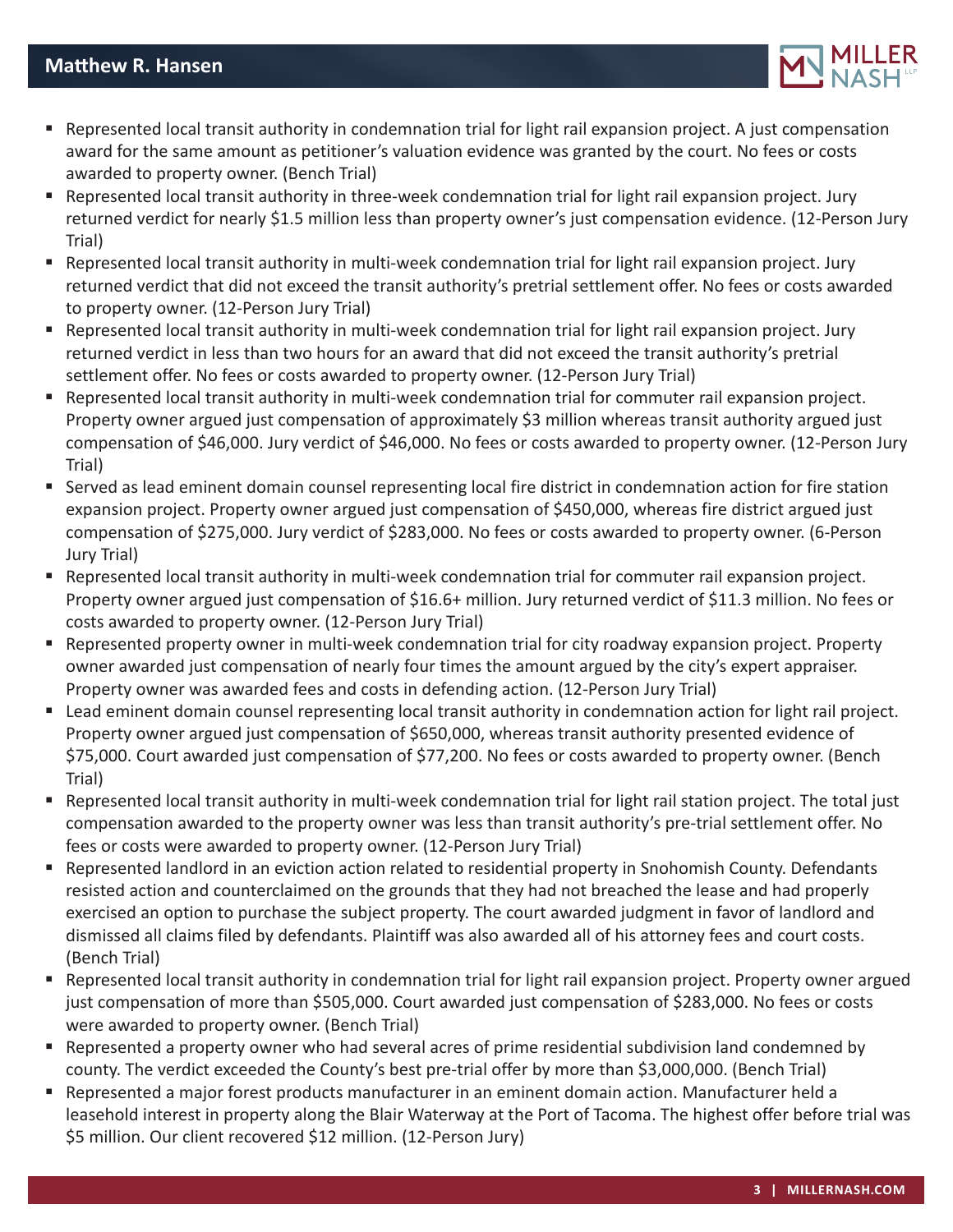- Represented local transit authority in condemnation trial for light rail expansion project. A just compensation award for the same amount as petitioner's valuation evidence was granted by the court. No fees or costs awarded to property owner. (Bench Trial)
- Represented local transit authority in three-week condemnation trial for light rail expansion project. Jury returned verdict for nearly $1.5 million less than property owner's just compensation evidence. (12-Person Jury Trial)
- Represented local transit authority in multi-week condemnation trial for light rail expansion project. Jury returned verdict that did not exceed the transit authority's pretrial settlement offer. No fees or costs awarded to property owner. (12-Person Jury Trial)
- Represented local transit authority in multi-week condemnation trial for light rail expansion project. Jury returned verdict in less than two hours for an award that did not exceed the transit authority's pretrial settlement offer. No fees or costs awarded to property owner. (12-Person Jury Trial)
- Represented local transit authority in multi-week condemnation trial for commuter rail expansion project. Property owner argued just compensation of approximately $3 million whereas transit authority argued just compensation of $46,000. Jury verdict of $46,000. No fees or costs awarded to property owner. (12-Person Jury Trial)
- Served as lead eminent domain counsel representing local fire district in condemnation action for fire station expansion project. Property owner argued just compensation of $450,000, whereas fire district argued just compensation of $275,000. Jury verdict of $283,000. No fees or costs awarded to property owner. (6-Person Jury Trial)
- Represented local transit authority in multi-week condemnation trial for commuter rail expansion project. Property owner argued just compensation of $16.6+ million. Jury returned verdict of $11.3 million. No fees or costs awarded to property owner. (12-Person Jury Trial)
- Represented property owner in multi-week condemnation trial for city roadway expansion project. Property owner awarded just compensation of nearly four times the amount argued by the city's expert appraiser. Property owner was awarded fees and costs in defending action. (12-Person Jury Trial)
- Lead eminent domain counsel representing local transit authority in condemnation action for light rail project. Property owner argued just compensation of $650,000, whereas transit authority presented evidence of $75,000. Court awarded just compensation of $77,200. No fees or costs awarded to property owner. (Bench Trial)
- Represented local transit authority in multi-week condemnation trial for light rail station project. The total just compensation awarded to the property owner was less than transit authority's pre-trial settlement offer. No fees or costs were awarded to property owner. (12-Person Jury Trial)
- Represented landlord in an eviction action related to residential property in Snohomish County. Defendants resisted action and counterclaimed on the grounds that they had not breached the lease and had properly exercised an option to purchase the subject property. The court awarded judgment in favor of landlord and dismissed all claims filed by defendants. Plaintiff was also awarded all of his attorney fees and court costs. (Bench Trial)
- Represented local transit authority in condemnation trial for light rail expansion project. Property owner argued just compensation of more than $505,000. Court awarded just compensation of $283,000. No fees or costs were awarded to property owner. (Bench Trial)
- Represented a property owner who had several acres of prime residential subdivision land condemned by county. The verdict exceeded the County's best pre-trial offer by more than $3,000,000. (Bench Trial)
- Represented a major forest products manufacturer in an eminent domain action. Manufacturer held a leasehold interest in property along the Blair Waterway at the Port of Tacoma. The highest offer before trial was $5 million. Our client recovered $12 million. (12-Person Jury)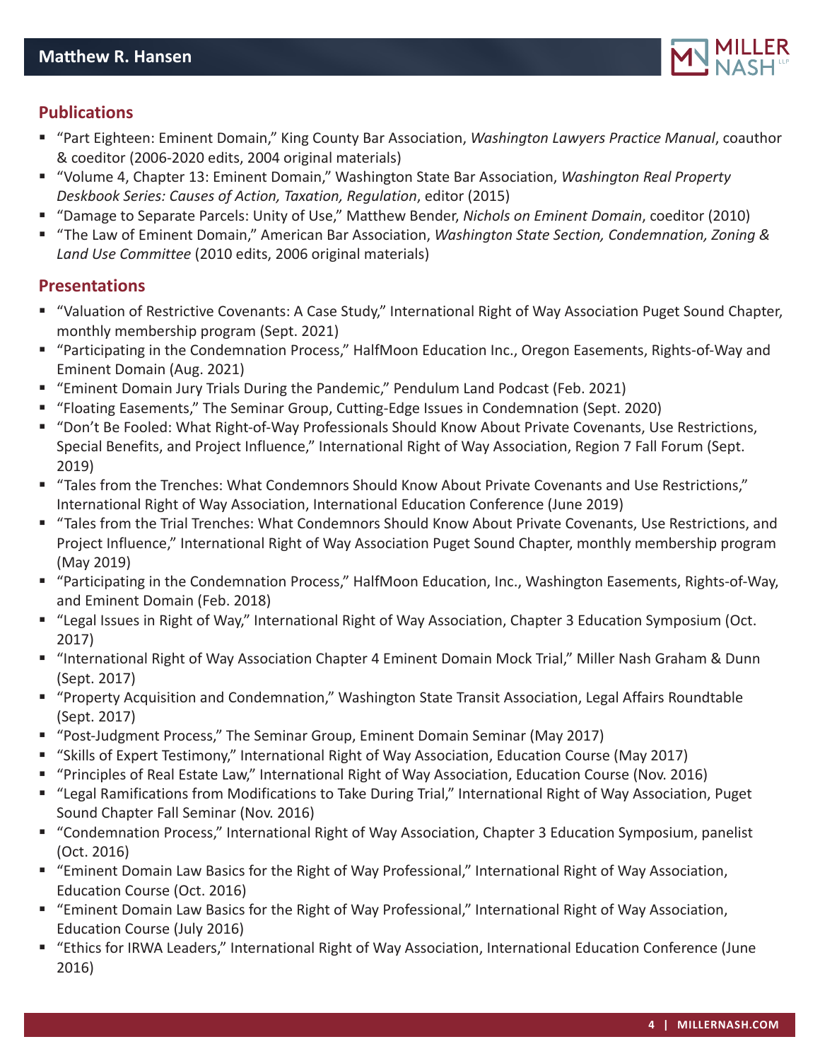## Publications

- "Part Eighteen: Eminent Domain," King County Bar Association, *Washington Lawyers Practice Manual*, coauthor & coeditor (2006-2020 edits, 2004 original materials)
- "Volume 4, Chapter 13: Eminent Domain," Washington State Bar Association, *Washington Real Property Deskbook Series: Causes of Action, Taxation, Regulation*, editor (2015)
- "Damage to Separate Parcels: Unity of Use," Matthew Bender, *Nichols on Eminent Domain*, coeditor (2010)
- "The Law of Eminent Domain," American Bar Association, *Washington State Section, Condemnation, Zoning & Land Use Committee* (2010 edits, 2006 original materials)

## Presentations

- "Valuation of Restrictive Covenants: A Case Study," International Right of Way Association Puget Sound Chapter, monthly membership program (Sept. 2021)
- "Participating in the Condemnation Process," HalfMoon Education Inc., Oregon Easements, Rights-of-Way and Eminent Domain (Aug. 2021)
- "Eminent Domain Jury Trials During the Pandemic," Pendulum Land Podcast (Feb. 2021)
- "Floating Easements," The Seminar Group, Cutting-Edge Issues in Condemnation (Sept. 2020)
- "Don't Be Fooled: What Right-of-Way Professionals Should Know About Private Covenants, Use Restrictions, Special Benefits, and Project Influence," International Right of Way Association, Region 7 Fall Forum (Sept. 2019)
- "Tales from the Trenches: What Condemnors Should Know About Private Covenants and Use Restrictions," International Right of Way Association, International Education Conference (June 2019)
- "Tales from the Trial Trenches: What Condemnors Should Know About Private Covenants, Use Restrictions, and Project Influence," International Right of Way Association Puget Sound Chapter, monthly membership program (May 2019)
- "Participating in the Condemnation Process," HalfMoon Education, Inc., Washington Easements, Rights-of-Way, and Eminent Domain (Feb. 2018)
- "Legal Issues in Right of Way," International Right of Way Association, Chapter 3 Education Symposium (Oct. 2017)
- "International Right of Way Association Chapter 4 Eminent Domain Mock Trial," Miller Nash Graham & Dunn (Sept. 2017)
- "Property Acquisition and Condemnation," Washington State Transit Association, Legal Affairs Roundtable (Sept. 2017)
- "Post-Judgment Process," The Seminar Group, Eminent Domain Seminar (May 2017)
- "Skills of Expert Testimony," International Right of Way Association, Education Course (May 2017)
- "Principles of Real Estate Law," International Right of Way Association, Education Course (Nov. 2016)
- "Legal Ramifications from Modifications to Take During Trial," International Right of Way Association, Puget Sound Chapter Fall Seminar (Nov. 2016)
- "Condemnation Process," International Right of Way Association, Chapter 3 Education Symposium, panelist (Oct. 2016)
- "Eminent Domain Law Basics for the Right of Way Professional," International Right of Way Association, Education Course (Oct. 2016)
- "Eminent Domain Law Basics for the Right of Way Professional," International Right of Way Association, Education Course (July 2016)
- "Ethics for IRWA Leaders," International Right of Way Association, International Education Conference (June 2016)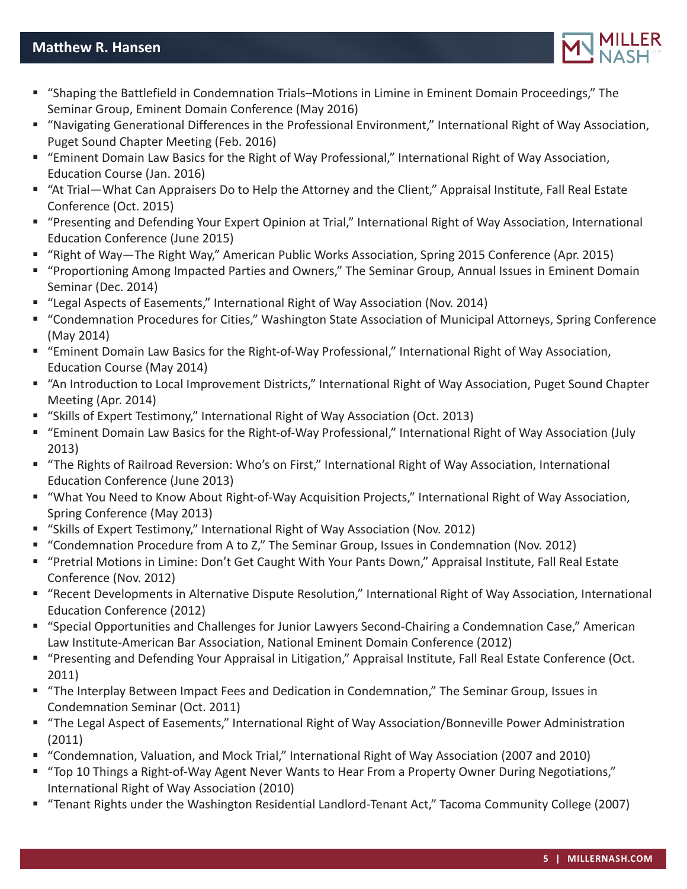- "Shaping the Battlefield in Condemnation Trials–Motions in Limine in Eminent Domain Proceedings," The Seminar Group, Eminent Domain Conference (May 2016)
- "Navigating Generational Differences in the Professional Environment," International Right of Way Association, Puget Sound Chapter Meeting (Feb. 2016)
- "Eminent Domain Law Basics for the Right of Way Professional," International Right of Way Association, Education Course (Jan. 2016)
- "At Trial—What Can Appraisers Do to Help the Attorney and the Client," Appraisal Institute, Fall Real Estate Conference (Oct. 2015)
- "Presenting and Defending Your Expert Opinion at Trial," International Right of Way Association, International Education Conference (June 2015)
- "Right of Way—The Right Way," American Public Works Association, Spring 2015 Conference (Apr. 2015)
- "Proportioning Among Impacted Parties and Owners," The Seminar Group, Annual Issues in Eminent Domain Seminar (Dec. 2014)
- "Legal Aspects of Easements," International Right of Way Association (Nov. 2014)
- "Condemnation Procedures for Cities," Washington State Association of Municipal Attorneys, Spring Conference (May 2014)
- "Eminent Domain Law Basics for the Right-of-Way Professional," International Right of Way Association, Education Course (May 2014)
- "An Introduction to Local Improvement Districts," International Right of Way Association, Puget Sound Chapter Meeting (Apr. 2014)
- "Skills of Expert Testimony," International Right of Way Association (Oct. 2013)
- "Eminent Domain Law Basics for the Right-of-Way Professional," International Right of Way Association (July 2013)
- "The Rights of Railroad Reversion: Who's on First," International Right of Way Association, International Education Conference (June 2013)
- "What You Need to Know About Right-of-Way Acquisition Projects," International Right of Way Association, Spring Conference (May 2013)
- "Skills of Expert Testimony," International Right of Way Association (Nov. 2012)
- "Condemnation Procedure from A to Z," The Seminar Group, Issues in Condemnation (Nov. 2012)
- "Pretrial Motions in Limine: Don't Get Caught With Your Pants Down," Appraisal Institute, Fall Real Estate Conference (Nov. 2012)
- "Recent Developments in Alternative Dispute Resolution," International Right of Way Association, International Education Conference (2012)
- "Special Opportunities and Challenges for Junior Lawyers Second-Chairing a Condemnation Case," American Law Institute-American Bar Association, National Eminent Domain Conference (2012)
- "Presenting and Defending Your Appraisal in Litigation," Appraisal Institute, Fall Real Estate Conference (Oct. 2011)
- "The Interplay Between Impact Fees and Dedication in Condemnation," The Seminar Group, Issues in Condemnation Seminar (Oct. 2011)
- "The Legal Aspect of Easements," International Right of Way Association/Bonneville Power Administration (2011)
- "Condemnation, Valuation, and Mock Trial," International Right of Way Association (2007 and 2010)
- "Top 10 Things a Right-of-Way Agent Never Wants to Hear From a Property Owner During Negotiations," International Right of Way Association (2010)
- "Tenant Rights under the Washington Residential Landlord-Tenant Act," Tacoma Community College (2007)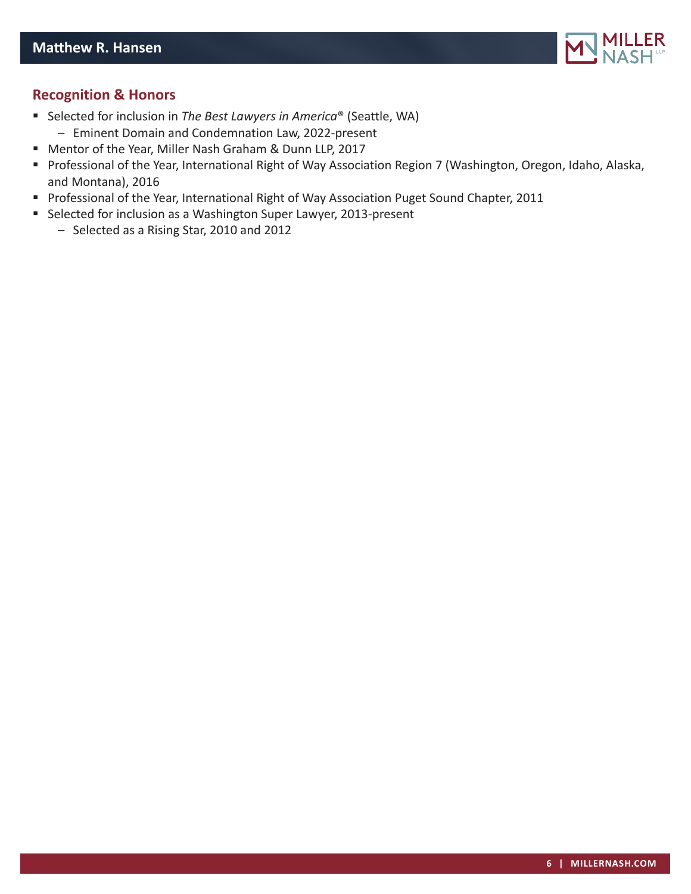## Recognition & Honors

- Selected for inclusion in *The Best Lawyers in America*® (Seattle, WA)
  - Eminent Domain and Condemnation Law, 2022-present
- Mentor of the Year, Miller Nash Graham & Dunn LLP, 2017
- Professional of the Year, International Right of Way Association Region 7 (Washington, Oregon, Idaho, Alaska, and Montana), 2016
- Professional of the Year, International Right of Way Association Puget Sound Chapter, 2011
- Selected for inclusion as a Washington Super Lawyer, 2013-present
  - Selected as a Rising Star, 2010 and 2012